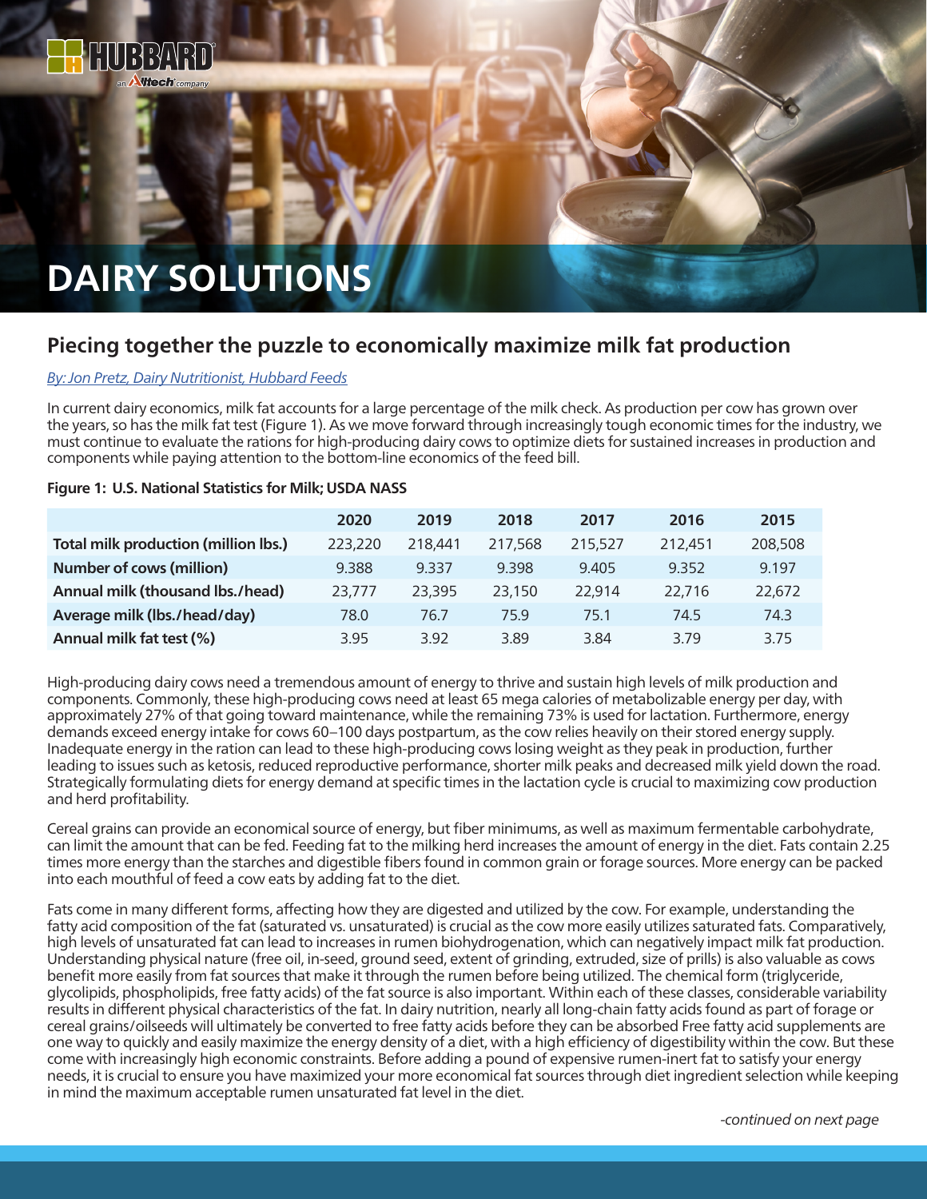# DAIRY SOLUTIONS

## Piecing together the puzzle to economically maximize milk fat production

*By: Jon Pretz, Dairy Nutritionist, Hubbard Feeds*

In current dairy economics, milk fat accounts for a large percentage of the milk check. As production per cow has grown over the years, so has the milk fat test (Figure 1). As we move forward through increasingly tough economic times for the industry, we must continue to evaluate the rations for high-producing dairy cows to optimize diets for sustained increases in production and components while paying attention to the bottom-line economics of the feed bill.

**Figure 1: U.S. National Statistics for Milk; USDA NASS**

| | 2020 | 2019 | 2018 | 2017 | 2016 | 2015 |
|---|---|---|---|---|---|---|
| **Total milk production (million lbs.)** | 223,220 | 218,441 | 217,568 | 215,527 | 212,451 | 208,508 |
| **Number of cows (million)** | 9.388 | 9.337 | 9.398 | 9.405 | 9.352 | 9.197 |
| **Annual milk (thousand lbs./head)** | 23,777 | 23,395 | 23,150 | 22,914 | 22,716 | 22,672 |
| **Average milk (lbs./head/day)** | 78.0 | 76.7 | 75.9 | 75.1 | 74.5 | 74.3 |
| **Annual milk fat test (%)** | 3.95 | 3.92 | 3.89 | 3.84 | 3.79 | 3.75 |

High-producing dairy cows need a tremendous amount of energy to thrive and sustain high levels of milk production and components. Commonly, these high-producing cows need at least 65 mega calories of metabolizable energy per day, with approximately 27% of that going toward maintenance, while the remaining 73% is used for lactation. Furthermore, energy demands exceed energy intake for cows 60–100 days postpartum, as the cow relies heavily on their stored energy supply. Inadequate energy in the ration can lead to these high-producing cows losing weight as they peak in production, further leading to issues such as ketosis, reduced reproductive performance, shorter milk peaks and decreased milk yield down the road. Strategically formulating diets for energy demand at specific times in the lactation cycle is crucial to maximizing cow production and herd profitability.

Cereal grains can provide an economical source of energy, but fiber minimums, as well as maximum fermentable carbohydrate, can limit the amount that can be fed. Feeding fat to the milking herd increases the amount of energy in the diet. Fats contain 2.25 times more energy than the starches and digestible fibers found in common grain or forage sources. More energy can be packed into each mouthful of feed a cow eats by adding fat to the diet.

Fats come in many different forms, affecting how they are digested and utilized by the cow. For example, understanding the fatty acid composition of the fat (saturated vs. unsaturated) is crucial as the cow more easily utilizes saturated fats. Comparatively, high levels of unsaturated fat can lead to increases in rumen biohydrogenation, which can negatively impact milk fat production. Understanding physical nature (free oil, in-seed, ground seed, extent of grinding, extruded, size of prills) is also valuable as cows benefit more easily from fat sources that make it through the rumen before being utilized. The chemical form (triglyceride, glycolipids, phospholipids, free fatty acids) of the fat source is also important. Within each of these classes, considerable variability results in different physical characteristics of the fat. In dairy nutrition, nearly all long-chain fatty acids found as part of forage or cereal grains/oilseeds will ultimately be converted to free fatty acids before they can be absorbed Free fatty acid supplements are one way to quickly and easily maximize the energy density of a diet, with a high efficiency of digestibility within the cow. But these come with increasingly high economic constraints. Before adding a pound of expensive rumen-inert fat to satisfy your energy needs, it is crucial to ensure you have maximized your more economical fat sources through diet ingredient selection while keeping in mind the maximum acceptable rumen unsaturated fat level in the diet.

*-continued on next page*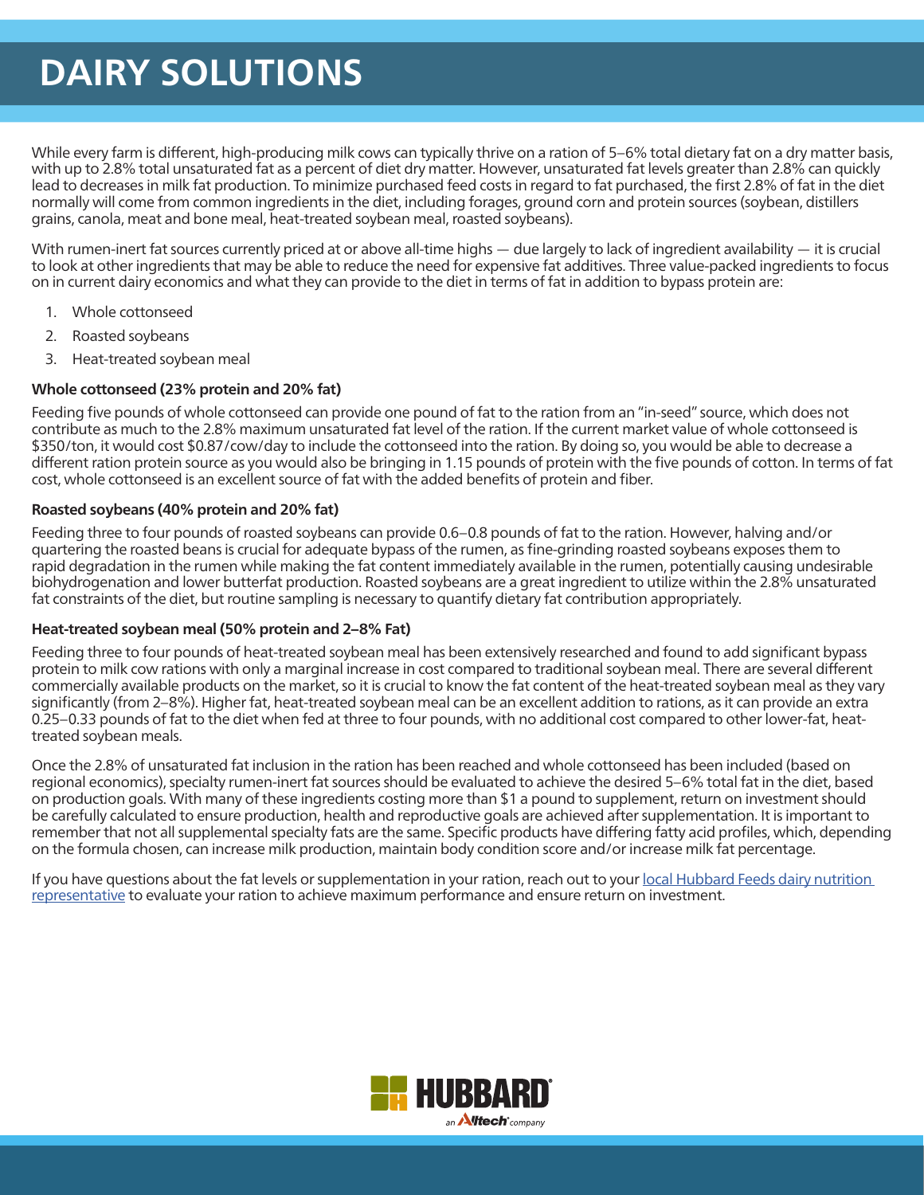# DAIRY SOLUTIONS

While every farm is different, high-producing milk cows can typically thrive on a ration of 5–6% total dietary fat on a dry matter basis, with up to 2.8% total unsaturated fat as a percent of diet dry matter. However, unsaturated fat levels greater than 2.8% can quickly lead to decreases in milk fat production. To minimize purchased feed costs in regard to fat purchased, the first 2.8% of fat in the diet normally will come from common ingredients in the diet, including forages, ground corn and protein sources (soybean, distillers grains, canola, meat and bone meal, heat-treated soybean meal, roasted soybeans).

With rumen-inert fat sources currently priced at or above all-time highs — due largely to lack of ingredient availability — it is crucial to look at other ingredients that may be able to reduce the need for expensive fat additives. Three value-packed ingredients to focus on in current dairy economics and what they can provide to the diet in terms of fat in addition to bypass protein are:

1. Whole cottonseed
2. Roasted soybeans
3. Heat-treated soybean meal

**Whole cottonseed (23% protein and 20% fat)**

Feeding five pounds of whole cottonseed can provide one pound of fat to the ration from an "in-seed" source, which does not contribute as much to the 2.8% maximum unsaturated fat level of the ration. If the current market value of whole cottonseed is $350/ton, it would cost $0.87/cow/day to include the cottonseed into the ration. By doing so, you would be able to decrease a different ration protein source as you would also be bringing in 1.15 pounds of protein with the five pounds of cotton. In terms of fat cost, whole cottonseed is an excellent source of fat with the added benefits of protein and fiber.

**Roasted soybeans (40% protein and 20% fat)**

Feeding three to four pounds of roasted soybeans can provide 0.6–0.8 pounds of fat to the ration. However, halving and/or quartering the roasted beans is crucial for adequate bypass of the rumen, as fine-grinding roasted soybeans exposes them to rapid degradation in the rumen while making the fat content immediately available in the rumen, potentially causing undesirable biohydrogenation and lower butterfat production. Roasted soybeans are a great ingredient to utilize within the 2.8% unsaturated fat constraints of the diet, but routine sampling is necessary to quantify dietary fat contribution appropriately.

**Heat-treated soybean meal (50% protein and 2–8% Fat)**

Feeding three to four pounds of heat-treated soybean meal has been extensively researched and found to add significant bypass protein to milk cow rations with only a marginal increase in cost compared to traditional soybean meal. There are several different commercially available products on the market, so it is crucial to know the fat content of the heat-treated soybean meal as they vary significantly (from 2–8%). Higher fat, heat-treated soybean meal can be an excellent addition to rations, as it can provide an extra 0.25–0.33 pounds of fat to the diet when fed at three to four pounds, with no additional cost compared to other lower-fat, heat-treated soybean meals.

Once the 2.8% of unsaturated fat inclusion in the ration has been reached and whole cottonseed has been included (based on regional economics), specialty rumen-inert fat sources should be evaluated to achieve the desired 5–6% total fat in the diet, based on production goals. With many of these ingredients costing more than $1 a pound to supplement, return on investment should be carefully calculated to ensure production, health and reproductive goals are achieved after supplementation. It is important to remember that not all supplemental specialty fats are the same. Specific products have differing fatty acid profiles, which, depending on the formula chosen, can increase milk production, maintain body condition score and/or increase milk fat percentage.

If you have questions about the fat levels or supplementation in your ration, reach out to your local Hubbard Feeds dairy nutrition representative to evaluate your ration to achieve maximum performance and ensure return on investment.

HUBBARD
an Alltech company